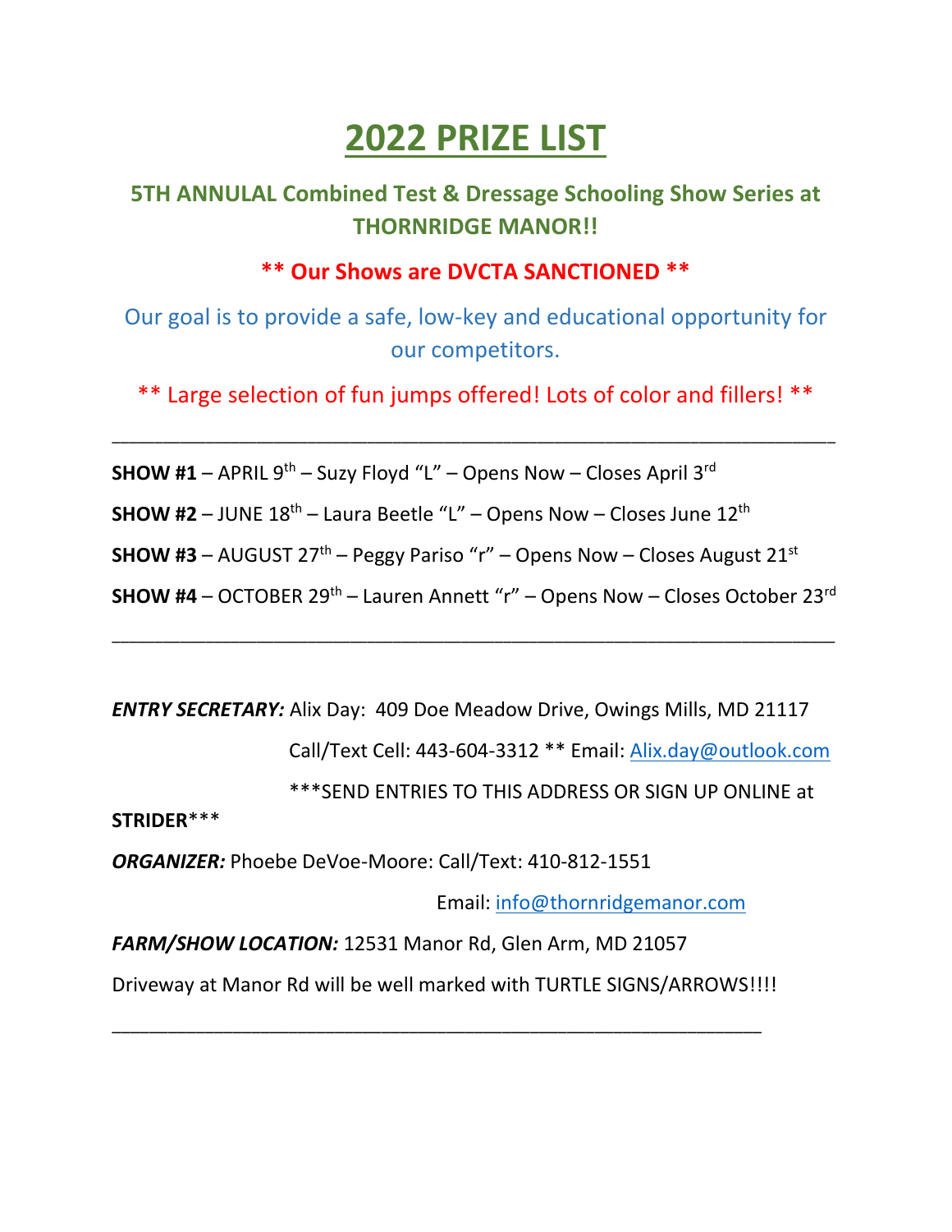# 2022 PRIZE LIST

## 5TH ANNULAL Combined Test & Dressage Schooling Show Series at THORNRIDGE MANOR!!

**** Our Shows are DVCTA SANCTIONED ****

Our goal is to provide a safe, low-key and educational opportunity for our competitors.

** Large selection of fun jumps offered! Lots of color and fillers! **

---

**SHOW #1** – APRIL 9th – Suzy Floyd "L" – Opens Now – Closes April 3rd

**SHOW #2** – JUNE 18th – Laura Beetle "L" – Opens Now – Closes June 12th

**SHOW #3** – AUGUST 27th – Peggy Pariso "r" – Opens Now – Closes August 21st

**SHOW #4** – OCTOBER 29th – Lauren Annett "r" – Opens Now – Closes October 23rd

---

***ENTRY SECRETARY:*** Alix Day: 409 Doe Meadow Drive, Owings Mills, MD 21117

Call/Text Cell: 443-604-3312 ** Email: Alix.day@outlook.com

***SEND ENTRIES TO THIS ADDRESS OR SIGN UP ONLINE at STRIDER***

***ORGANIZER:*** Phoebe DeVoe-Moore: Call/Text: 410-812-1551

Email: info@thornridgemanor.com

***FARM/SHOW LOCATION:*** 12531 Manor Rd, Glen Arm, MD 21057

Driveway at Manor Rd will be well marked with TURTLE SIGNS/ARROWS!!!!

---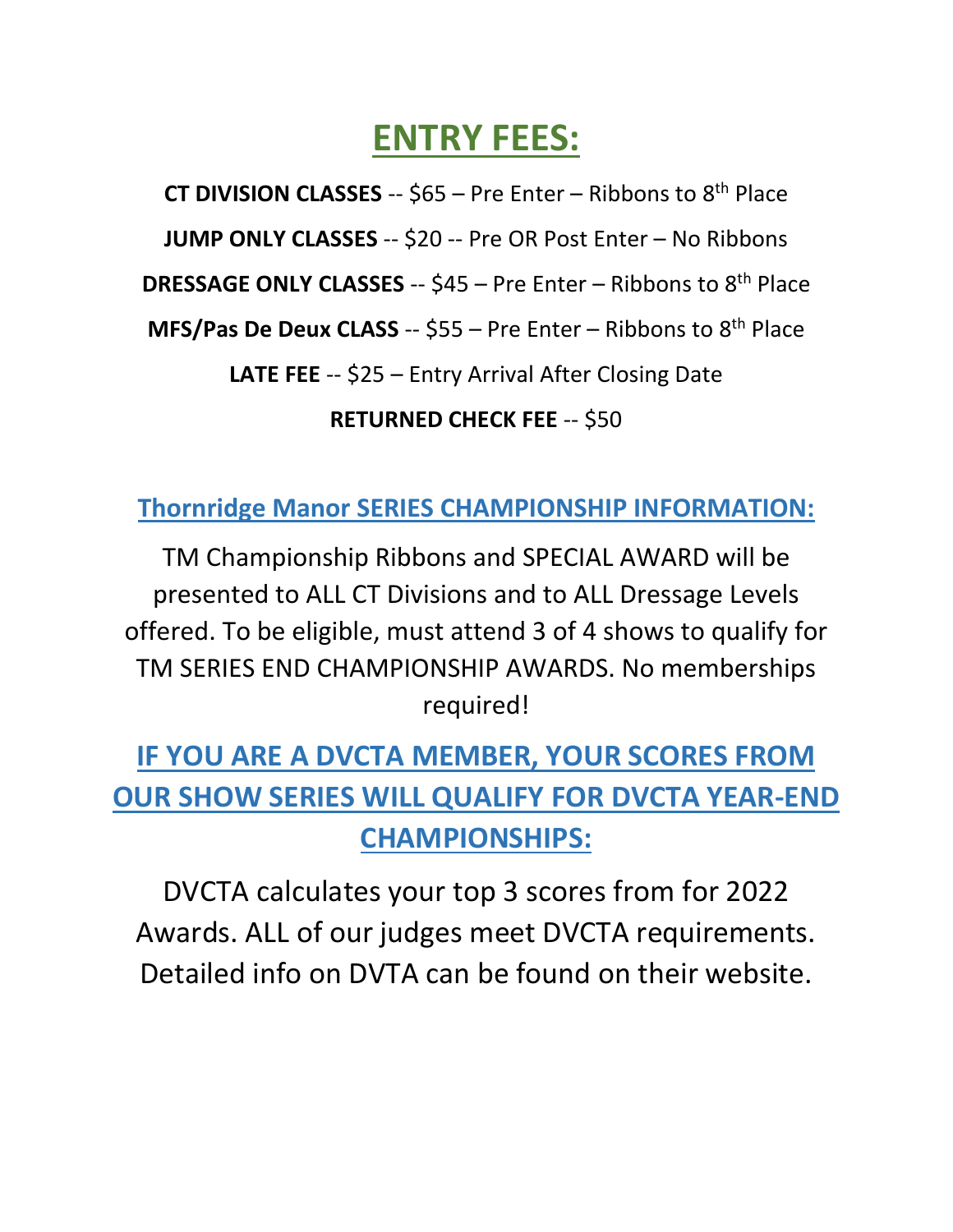# ENTRY FEES:

**CT DIVISION CLASSES** -- $65 – Pre Enter – Ribbons to 8th Place

**JUMP ONLY CLASSES** -- $20 -- Pre OR Post Enter – No Ribbons

**DRESSAGE ONLY CLASSES** -- $45 – Pre Enter – Ribbons to 8th Place

**MFS/Pas De Deux CLASS** -- $55 – Pre Enter – Ribbons to 8th Place

**LATE FEE** -- $25 – Entry Arrival After Closing Date

**RETURNED CHECK FEE** -- $50

## Thornridge Manor SERIES CHAMPIONSHIP INFORMATION:

TM Championship Ribbons and SPECIAL AWARD will be presented to ALL CT Divisions and to ALL Dressage Levels offered. To be eligible, must attend 3 of 4 shows to qualify for TM SERIES END CHAMPIONSHIP AWARDS. No memberships required!

## IF YOU ARE A DVCTA MEMBER, YOUR SCORES FROM OUR SHOW SERIES WILL QUALIFY FOR DVCTA YEAR-END CHAMPIONSHIPS:

DVCTA calculates your top 3 scores from for 2022 Awards. ALL of our judges meet DVCTA requirements. Detailed info on DVTA can be found on their website.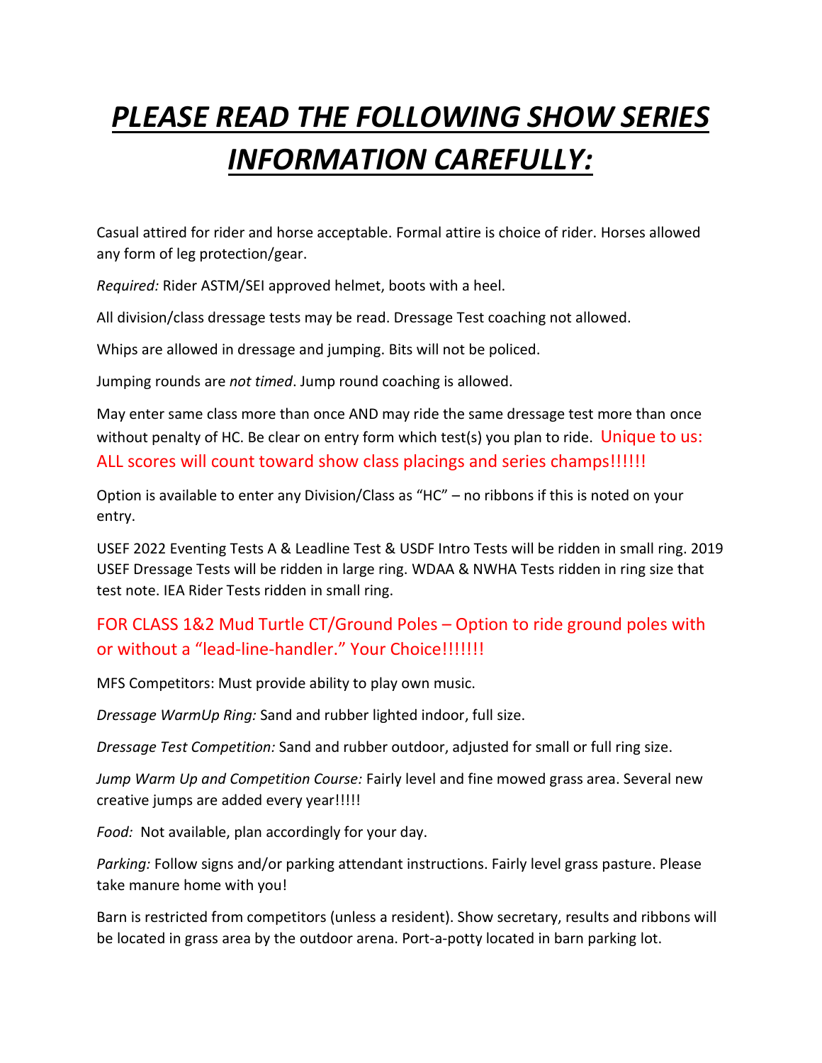# ***PLEASE READ THE FOLLOWING SHOW SERIES INFORMATION CAREFULLY:***

Casual attired for rider and horse acceptable. Formal attire is choice of rider. Horses allowed any form of leg protection/gear.

*Required:* Rider ASTM/SEI approved helmet, boots with a heel.

All division/class dressage tests may be read. Dressage Test coaching not allowed.

Whips are allowed in dressage and jumping. Bits will not be policed.

Jumping rounds are *not timed*. Jump round coaching is allowed.

May enter same class more than once AND may ride the same dressage test more than once without penalty of HC. Be clear on entry form which test(s) you plan to ride. Unique to us: ALL scores will count toward show class placings and series champs!!!!!!

Option is available to enter any Division/Class as "HC" – no ribbons if this is noted on your entry.

USEF 2022 Eventing Tests A & Leadline Test & USDF Intro Tests will be ridden in small ring. 2019 USEF Dressage Tests will be ridden in large ring. WDAA & NWHA Tests ridden in ring size that test note. IEA Rider Tests ridden in small ring.

FOR CLASS 1&2 Mud Turtle CT/Ground Poles – Option to ride ground poles with or without a "lead-line-handler." Your Choice!!!!!!!

MFS Competitors: Must provide ability to play own music.

*Dressage WarmUp Ring:* Sand and rubber lighted indoor, full size.

*Dressage Test Competition:* Sand and rubber outdoor, adjusted for small or full ring size.

*Jump Warm Up and Competition Course:* Fairly level and fine mowed grass area. Several new creative jumps are added every year!!!!!

*Food:* Not available, plan accordingly for your day.

*Parking:* Follow signs and/or parking attendant instructions. Fairly level grass pasture. Please take manure home with you!

Barn is restricted from competitors (unless a resident). Show secretary, results and ribbons will be located in grass area by the outdoor arena. Port-a-potty located in barn parking lot.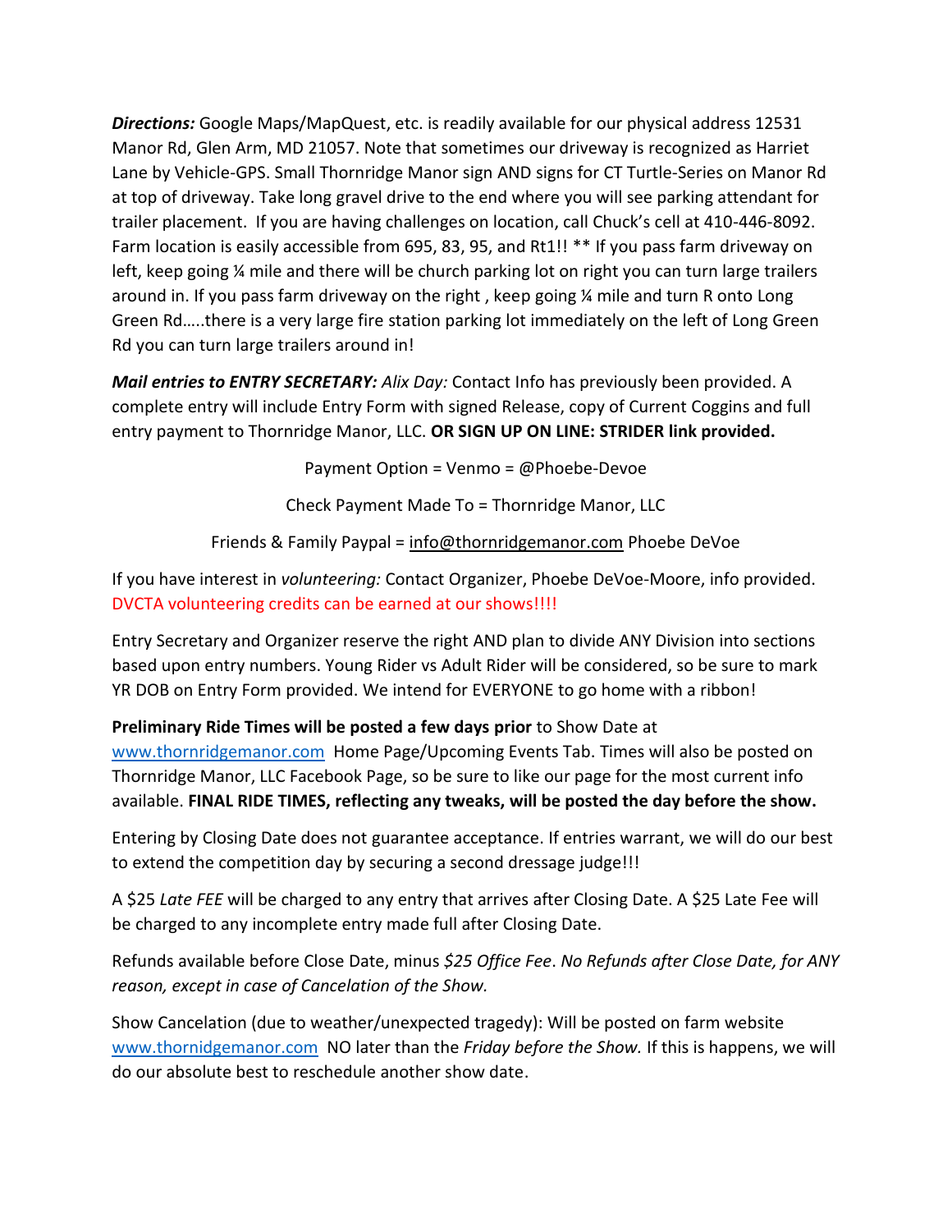***Directions:*** Google Maps/MapQuest, etc. is readily available for our physical address 12531 Manor Rd, Glen Arm, MD 21057. Note that sometimes our driveway is recognized as Harriet Lane by Vehicle-GPS. Small Thornridge Manor sign AND signs for CT Turtle-Series on Manor Rd at top of driveway. Take long gravel drive to the end where you will see parking attendant for trailer placement. If you are having challenges on location, call Chuck's cell at 410-446-8092. Farm location is easily accessible from 695, 83, 95, and Rt1!! ** If you pass farm driveway on left, keep going ¼ mile and there will be church parking lot on right you can turn large trailers around in. If you pass farm driveway on the right , keep going ¼ mile and turn R onto Long Green Rd…..there is a very large fire station parking lot immediately on the left of Long Green Rd you can turn large trailers around in!

***Mail entries to ENTRY SECRETARY:*** *Alix Day:* Contact Info has previously been provided. A complete entry will include Entry Form with signed Release, copy of Current Coggins and full entry payment to Thornridge Manor, LLC. **OR SIGN UP ON LINE: STRIDER link provided.**

Payment Option = Venmo = @Phoebe-Devoe

Check Payment Made To = Thornridge Manor, LLC

Friends & Family Paypal = info@thornridgemanor.com Phoebe DeVoe

If you have interest in *volunteering:* Contact Organizer, Phoebe DeVoe-Moore, info provided. DVCTA volunteering credits can be earned at our shows!!!!

Entry Secretary and Organizer reserve the right AND plan to divide ANY Division into sections based upon entry numbers. Young Rider vs Adult Rider will be considered, so be sure to mark YR DOB on Entry Form provided. We intend for EVERYONE to go home with a ribbon!

**Preliminary Ride Times will be posted a few days prior** to Show Date at www.thornridgemanor.com Home Page/Upcoming Events Tab. Times will also be posted on Thornridge Manor, LLC Facebook Page, so be sure to like our page for the most current info available. **FINAL RIDE TIMES, reflecting any tweaks, will be posted the day before the show.**

Entering by Closing Date does not guarantee acceptance. If entries warrant, we will do our best to extend the competition day by securing a second dressage judge!!!

A $25 *Late FEE* will be charged to any entry that arrives after Closing Date. A $25 Late Fee will be charged to any incomplete entry made full after Closing Date.

Refunds available before Close Date, minus *$25 Office Fee*. *No Refunds after Close Date, for ANY reason, except in case of Cancelation of the Show.*

Show Cancelation (due to weather/unexpected tragedy): Will be posted on farm website www.thornidgemanor.com NO later than the *Friday before the Show.* If this is happens, we will do our absolute best to reschedule another show date.